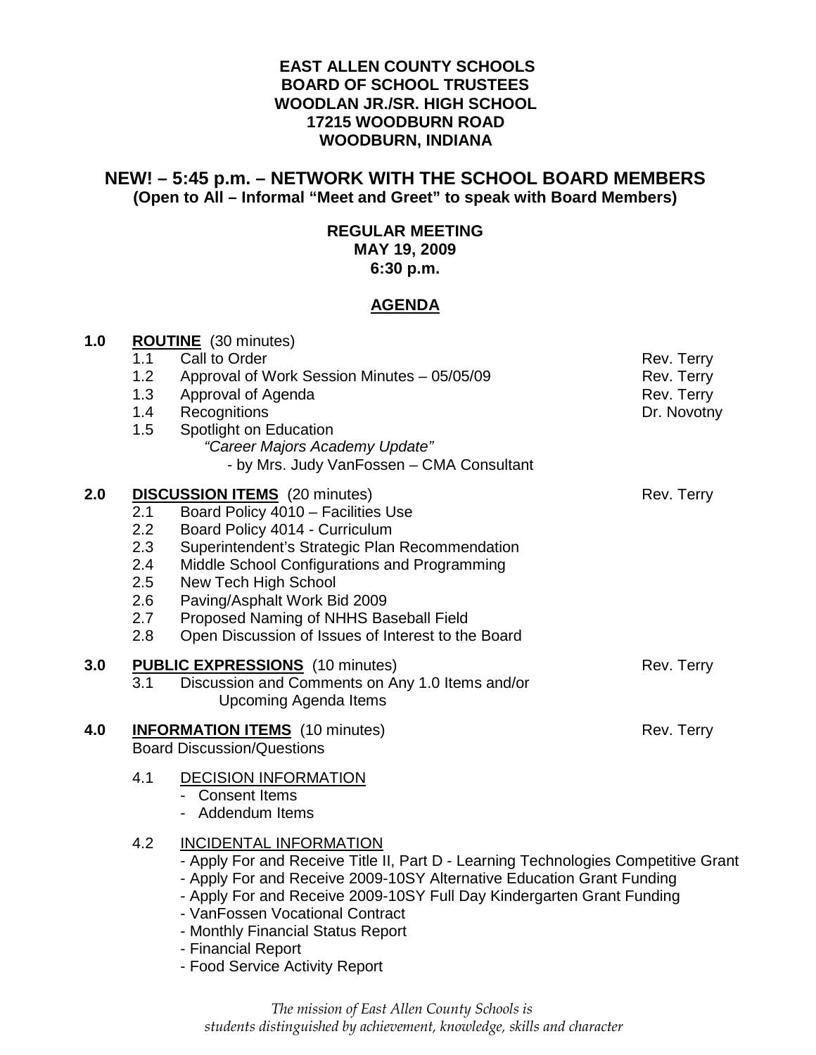**EAST ALLEN COUNTY SCHOOLS**
**BOARD OF SCHOOL TRUSTEES**
**WOODLAN JR./SR. HIGH SCHOOL**
**17215 WOODBURN ROAD**
**WOODBURN, INDIANA**

## NEW! – 5:45 p.m. – NETWORK WITH THE SCHOOL BOARD MEMBERS

**(Open to All – Informal "Meet and Greet" to speak with Board Members)**

**REGULAR MEETING**
**MAY 19, 2009**
**6:30 p.m.**

## AGENDA

**1.0 ROUTINE** (30 minutes)

| | | |
|---|---|---|
| 1.1 | Call to Order | Rev. Terry |
| 1.2 | Approval of Work Session Minutes – 05/05/09 | Rev. Terry |
| 1.3 | Approval of Agenda | Rev. Terry |
| 1.4 | Recognitions | Dr. Novotny |
| 1.5 | Spotlight on Education<br>*"Career Majors Academy Update"*<br>- by Mrs. Judy VanFossen – CMA Consultant | |

**2.0 DISCUSSION ITEMS** (20 minutes) — Rev. Terry

- 2.1 Board Policy 4010 – Facilities Use
- 2.2 Board Policy 4014 - Curriculum
- 2.3 Superintendent's Strategic Plan Recommendation
- 2.4 Middle School Configurations and Programming
- 2.5 New Tech High School
- 2.6 Paving/Asphalt Work Bid 2009
- 2.7 Proposed Naming of NHHS Baseball Field
- 2.8 Open Discussion of Issues of Interest to the Board

**3.0 PUBLIC EXPRESSIONS** (10 minutes) — Rev. Terry

- 3.1 Discussion and Comments on Any 1.0 Items and/or Upcoming Agenda Items

**4.0 INFORMATION ITEMS** (10 minutes) — Rev. Terry

Board Discussion/Questions

4.1 DECISION INFORMATION

- Consent Items
- Addendum Items

4.2 INCIDENTAL INFORMATION

- Apply For and Receive Title II, Part D - Learning Technologies Competitive Grant
- Apply For and Receive 2009-10SY Alternative Education Grant Funding
- Apply For and Receive 2009-10SY Full Day Kindergarten Grant Funding
- VanFossen Vocational Contract
- Monthly Financial Status Report
- Financial Report
- Food Service Activity Report

*The mission of East Allen County Schools is students distinguished by achievement, knowledge, skills and character*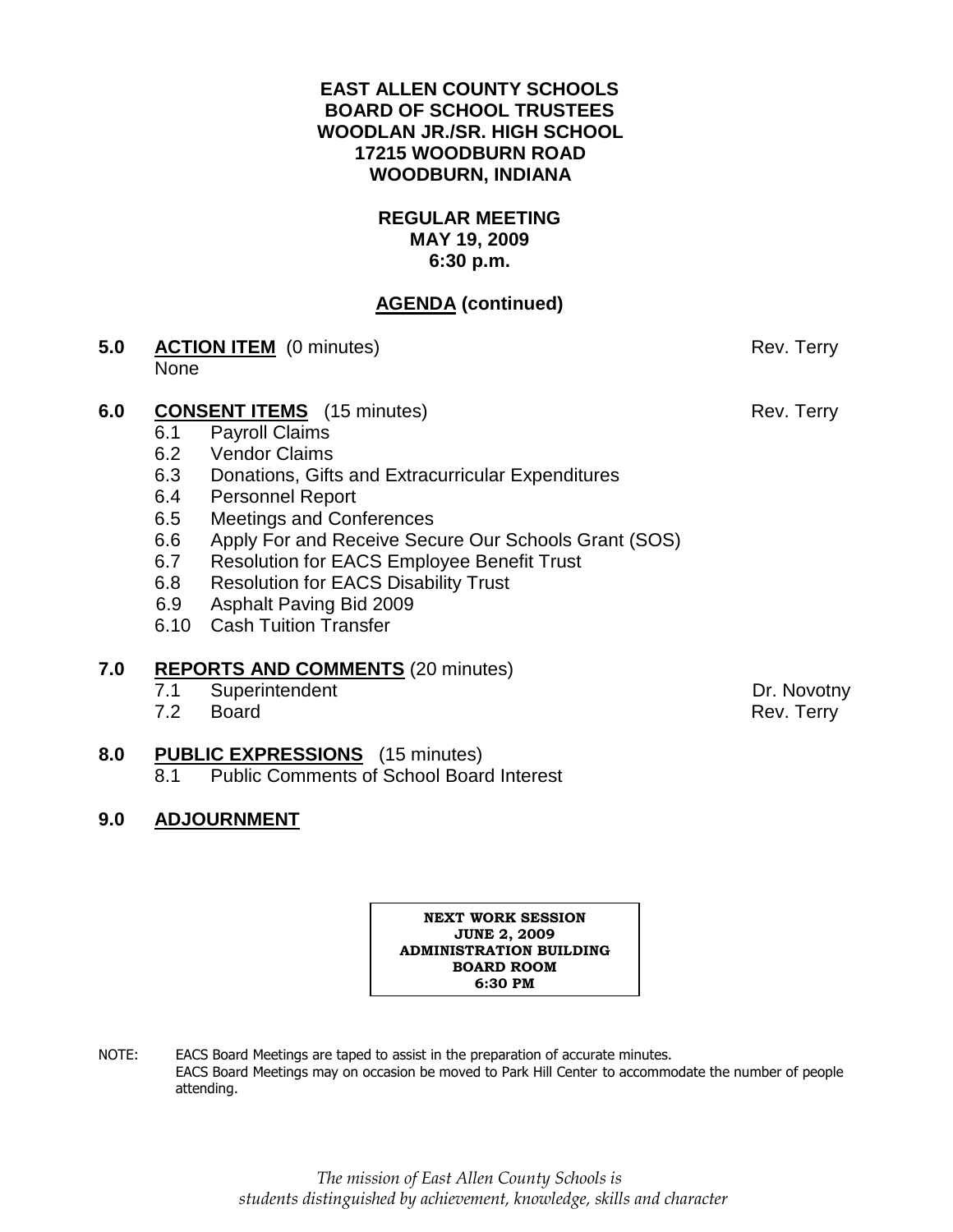**EAST ALLEN COUNTY SCHOOLS**
**BOARD OF SCHOOL TRUSTEES**
**WOODLAN JR./SR. HIGH SCHOOL**
**17215 WOODBURN ROAD**
**WOODBURN, INDIANA**

**REGULAR MEETING**
**MAY 19, 2009**
**6:30 p.m.**

## AGENDA (continued)

**5.0 ACTION ITEM** (0 minutes) — Rev. Terry
None

**6.0 CONSENT ITEMS** (15 minutes) — Rev. Terry
- 6.1 Payroll Claims
- 6.2 Vendor Claims
- 6.3 Donations, Gifts and Extracurricular Expenditures
- 6.4 Personnel Report
- 6.5 Meetings and Conferences
- 6.6 Apply For and Receive Secure Our Schools Grant (SOS)
- 6.7 Resolution for EACS Employee Benefit Trust
- 6.8 Resolution for EACS Disability Trust
- 6.9 Asphalt Paving Bid 2009
- 6.10 Cash Tuition Transfer

**7.0 REPORTS AND COMMENTS** (20 minutes)
- 7.1 Superintendent — Dr. Novotny
- 7.2 Board — Rev. Terry

**8.0 PUBLIC EXPRESSIONS** (15 minutes)
- 8.1 Public Comments of School Board Interest

**9.0 ADJOURNMENT**

**NEXT WORK SESSION**
**JUNE 2, 2009**
**ADMINISTRATION BUILDING**
**BOARD ROOM**
**6:30 PM**

NOTE: EACS Board Meetings are taped to assist in the preparation of accurate minutes.
EACS Board Meetings may on occasion be moved to Park Hill Center to accommodate the number of people attending.

*The mission of East Allen County Schools is students distinguished by achievement, knowledge, skills and character*